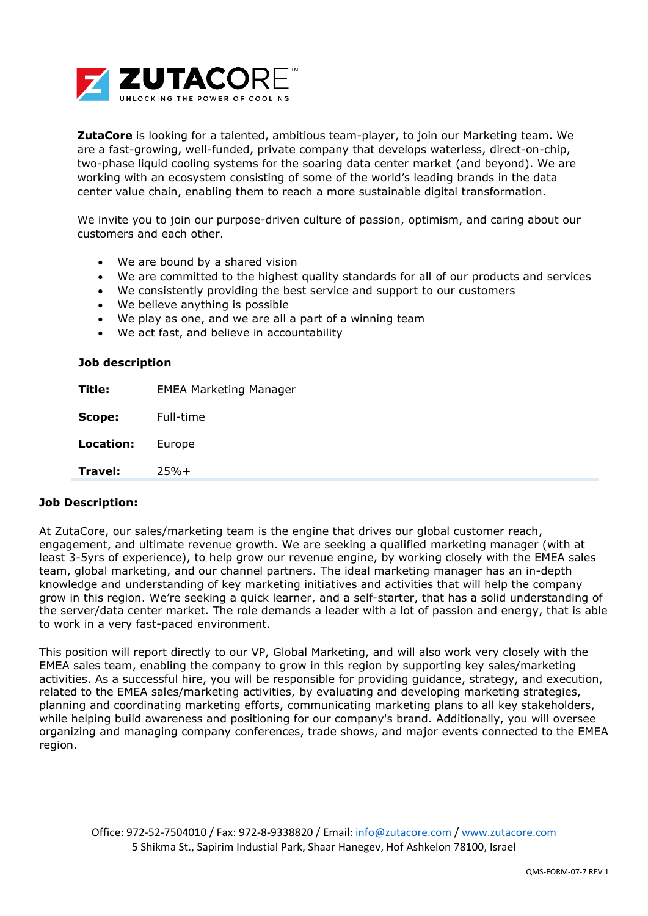**ZUTACORE**™
UNLOCKING THE POWER OF COOLING

**ZutaCore** is looking for a talented, ambitious team-player, to join our Marketing team. We are a fast-growing, well-funded, private company that develops waterless, direct-on-chip, two-phase liquid cooling systems for the soaring data center market (and beyond). We are working with an ecosystem consisting of some of the world's leading brands in the data center value chain, enabling them to reach a more sustainable digital transformation.

We invite you to join our purpose-driven culture of passion, optimism, and caring about our customers and each other.

- We are bound by a shared vision
- We are committed to the highest quality standards for all of our products and services
- We consistently providing the best service and support to our customers
- We believe anything is possible
- We play as one, and we are all a part of a winning team
- We act fast, and believe in accountability

**Job description**

| | |
|---|---|
| **Title:** | EMEA Marketing Manager |
| **Scope:** | Full-time |
| **Location:** | Europe |
| **Travel:** | 25%+ |

**Job Description:**

At ZutaCore, our sales/marketing team is the engine that drives our global customer reach, engagement, and ultimate revenue growth. We are seeking a qualified marketing manager (with at least 3-5yrs of experience), to help grow our revenue engine, by working closely with the EMEA sales team, global marketing, and our channel partners. The ideal marketing manager has an in-depth knowledge and understanding of key marketing initiatives and activities that will help the company grow in this region. We're seeking a quick learner, and a self-starter, that has a solid understanding of the server/data center market. The role demands a leader with a lot of passion and energy, that is able to work in a very fast-paced environment.

This position will report directly to our VP, Global Marketing, and will also work very closely with the EMEA sales team, enabling the company to grow in this region by supporting key sales/marketing activities. As a successful hire, you will be responsible for providing guidance, strategy, and execution, related to the EMEA sales/marketing activities, by evaluating and developing marketing strategies, planning and coordinating marketing efforts, communicating marketing plans to all key stakeholders, while helping build awareness and positioning for our company's brand. Additionally, you will oversee organizing and managing company conferences, trade shows, and major events connected to the EMEA region.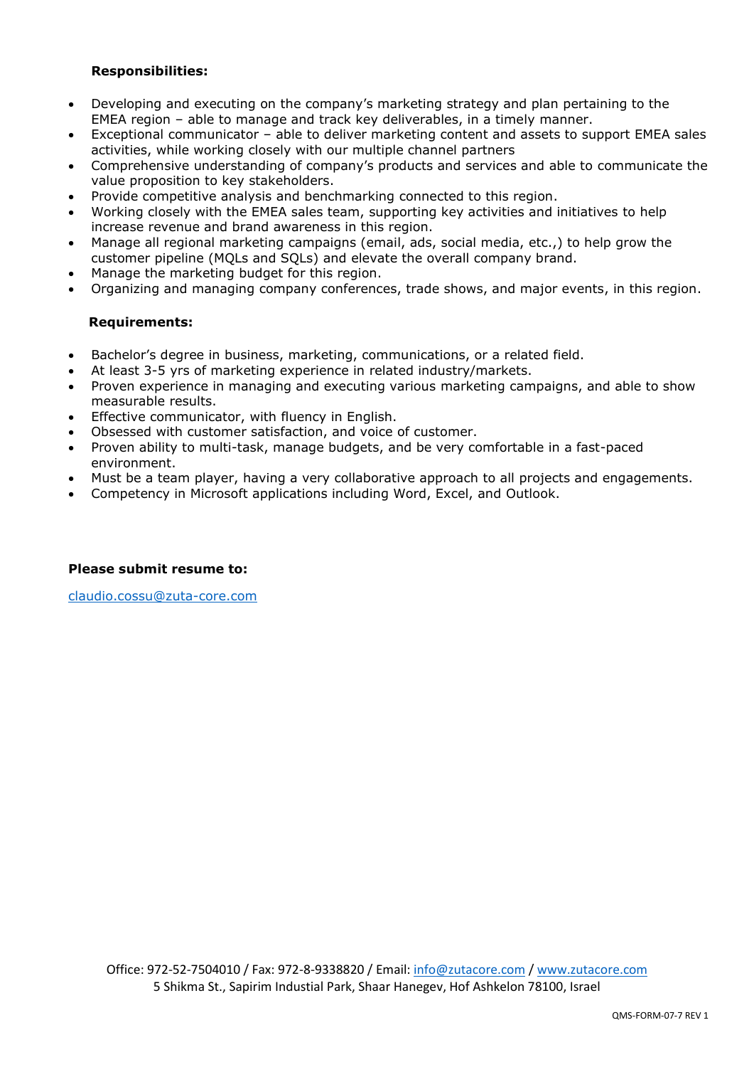**Responsibilities:**

- Developing and executing on the company's marketing strategy and plan pertaining to the EMEA region – able to manage and track key deliverables, in a timely manner.
- Exceptional communicator – able to deliver marketing content and assets to support EMEA sales activities, while working closely with our multiple channel partners
- Comprehensive understanding of company's products and services and able to communicate the value proposition to key stakeholders.
- Provide competitive analysis and benchmarking connected to this region.
- Working closely with the EMEA sales team, supporting key activities and initiatives to help increase revenue and brand awareness in this region.
- Manage all regional marketing campaigns (email, ads, social media, etc.,) to help grow the customer pipeline (MQLs and SQLs) and elevate the overall company brand.
- Manage the marketing budget for this region.
- Organizing and managing company conferences, trade shows, and major events, in this region.

**Requirements:**

- Bachelor's degree in business, marketing, communications, or a related field.
- At least 3-5 yrs of marketing experience in related industry/markets.
- Proven experience in managing and executing various marketing campaigns, and able to show measurable results.
- Effective communicator, with fluency in English.
- Obsessed with customer satisfaction, and voice of customer.
- Proven ability to multi-task, manage budgets, and be very comfortable in a fast-paced environment.
- Must be a team player, having a very collaborative approach to all projects and engagements.
- Competency in Microsoft applications including Word, Excel, and Outlook.

**Please submit resume to:**

claudio.cossu@zuta-core.com

Office: 972-52-7504010 / Fax: 972-8-9338820 / Email: info@zutacore.com / www.zutacore.com
5 Shikma St., Sapirim Industial Park, Shaar Hanegev, Hof Ashkelon 78100, Israel

QMS-FORM-07-7 REV 1